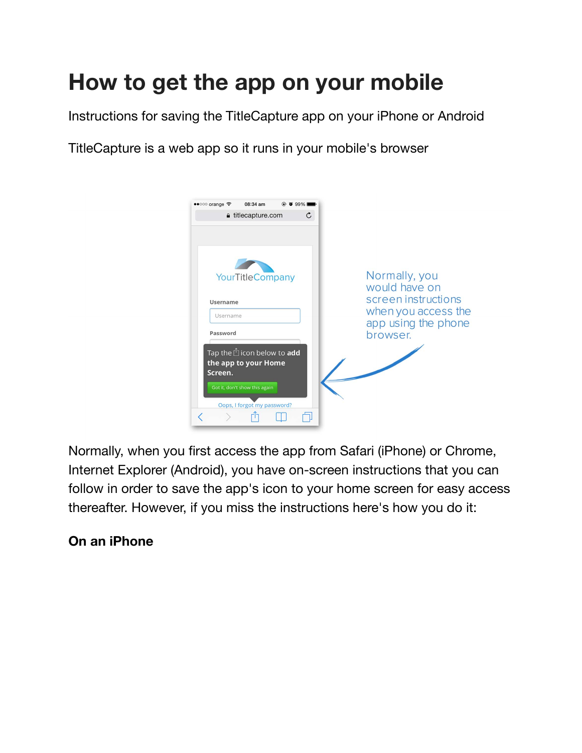# How to get the app on your mobile

Instructions for saving the TitleCapture app on your iPhone or Android

TitleCapture is a web app so it runs in your mobile's browser

Normally, you would have on screen instructions when you access the app using the phone browser.

Normally, when you first access the app from Safari (iPhone) or Chrome, Internet Explorer (Android), you have on-screen instructions that you can follow in order to save the app's icon to your home screen for easy access thereafter. However, if you miss the instructions here's how you do it:

**On an iPhone**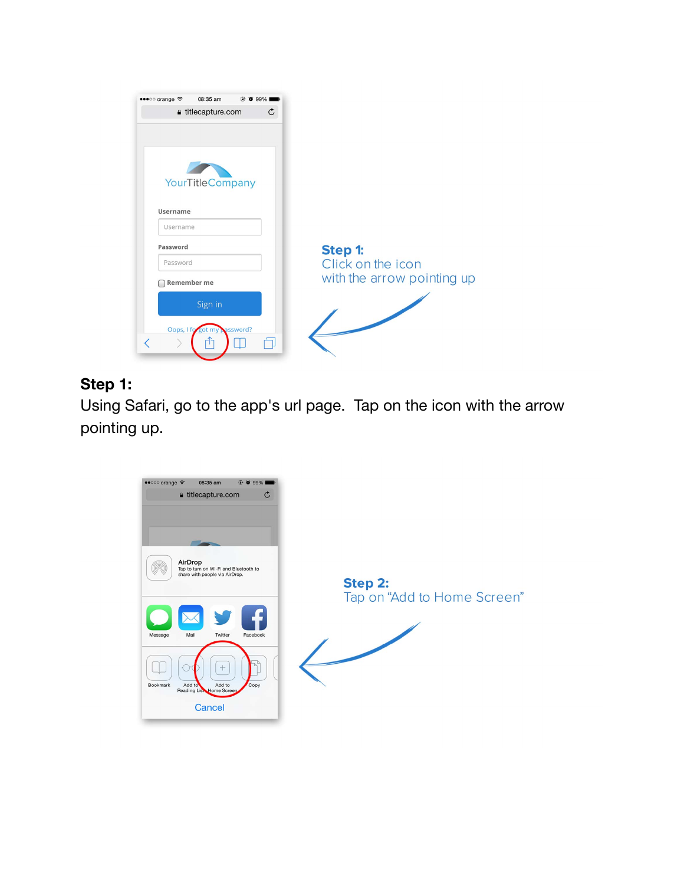Step 1:
Click on the icon
with the arrow pointing up

**Step 1:**
Using Safari, go to the app's url page. Tap on the icon with the arrow pointing up.

Step 2:
Tap on “Add to Home Screen”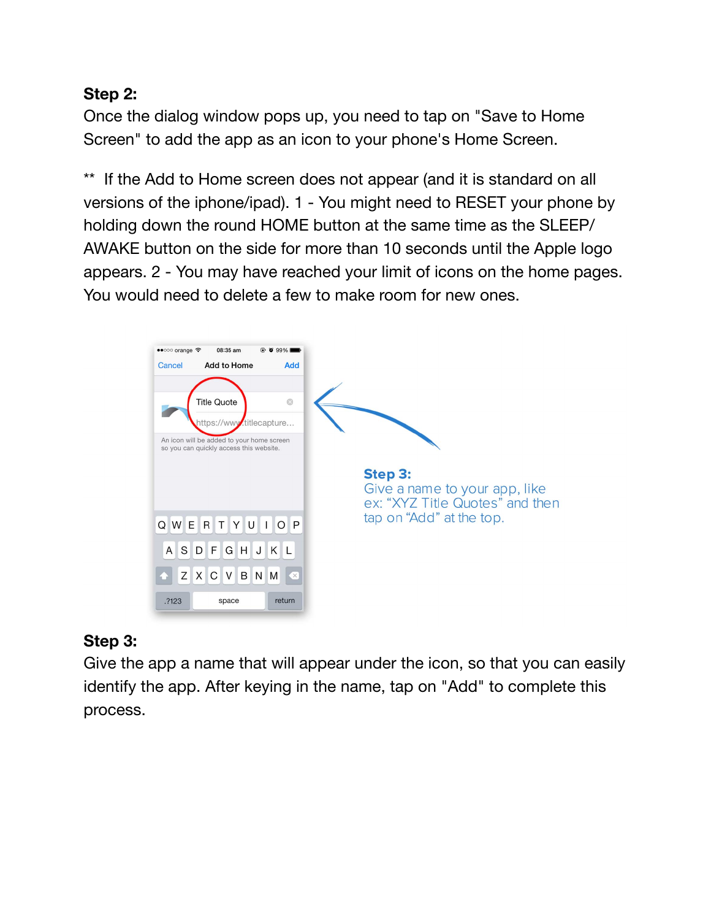**Step 2:**
Once the dialog window pops up, you need to tap on "Save to Home Screen" to add the app as an icon to your phone's Home Screen.

** If the Add to Home screen does not appear (and it is standard on all versions of the iphone/ipad). 1 - You might need to RESET your phone by holding down the round HOME button at the same time as the SLEEP/AWAKE button on the side for more than 10 seconds until the Apple logo appears. 2 - You may have reached your limit of icons on the home pages. You would need to delete a few to make room for new ones.

**Step 3:**
Give a name to your app, like ex: "XYZ Title Quotes" and then tap on "Add" at the top.

**Step 3:**
Give the app a name that will appear under the icon, so that you can easily identify the app. After keying in the name, tap on "Add" to complete this process.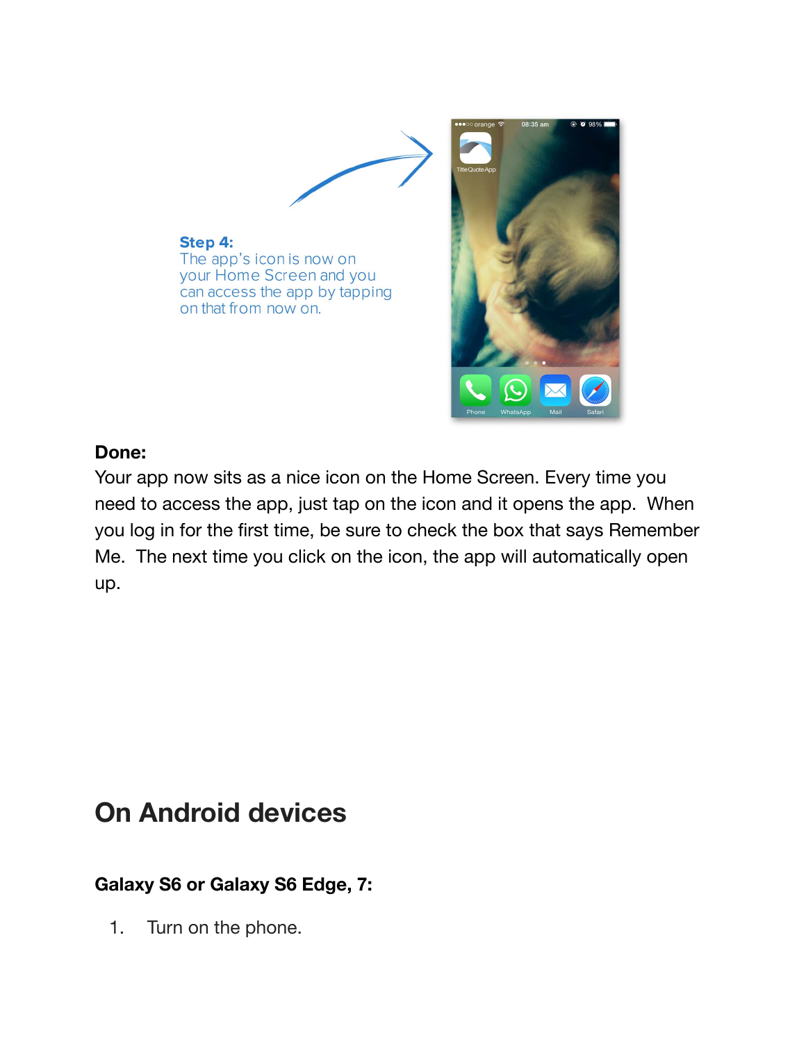**Step 4:**
The app's icon is now on your Home Screen and you can access the app by tapping on that from now on.

**Done:**
Your app now sits as a nice icon on the Home Screen. Every time you need to access the app, just tap on the icon and it opens the app. When you log in for the first time, be sure to check the box that says Remember Me. The next time you click on the icon, the app will automatically open up.

## On Android devices

### Galaxy S6 or Galaxy S6 Edge, 7:

1. Turn on the phone.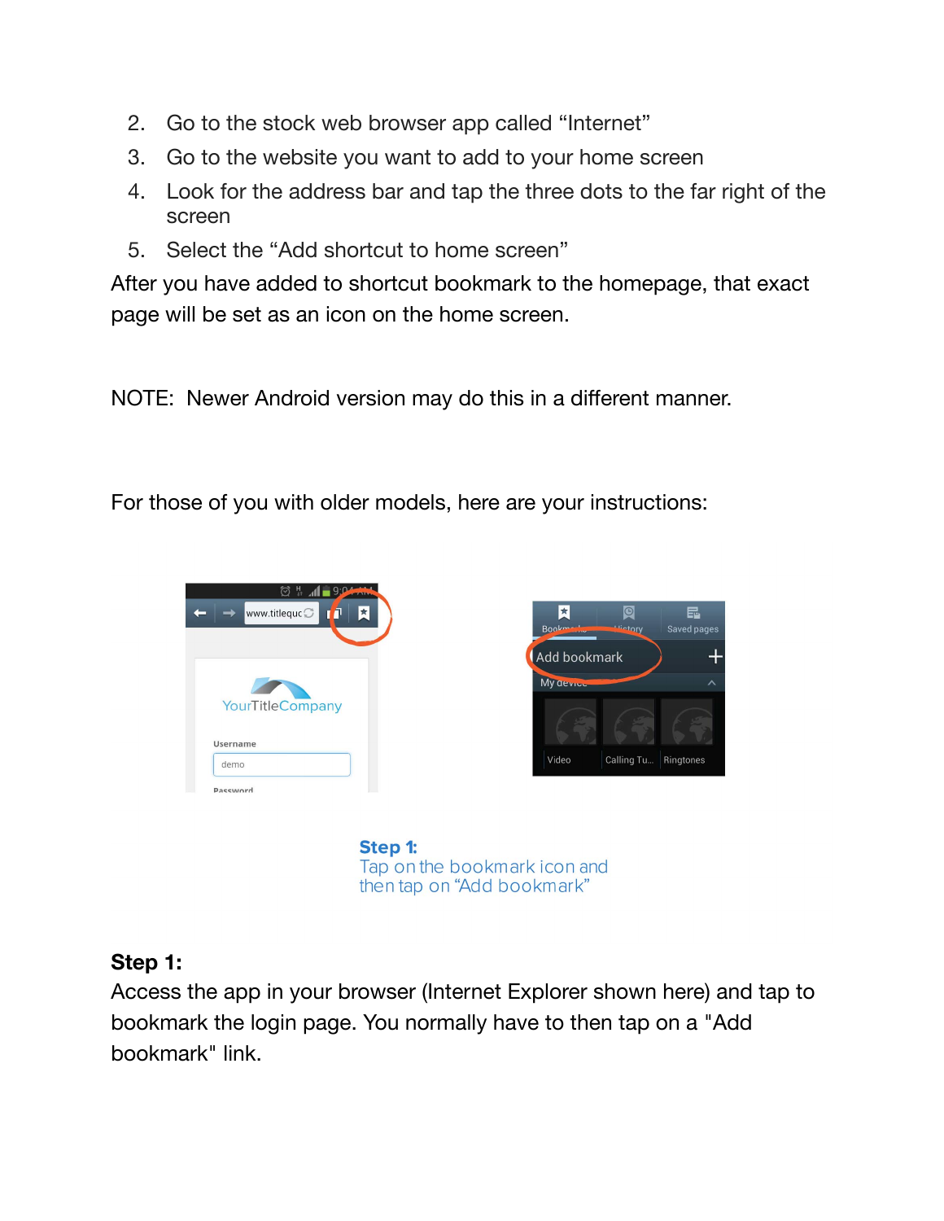2. Go to the stock web browser app called "Internet"
3. Go to the website you want to add to your home screen
4. Look for the address bar and tap the three dots to the far right of the screen
5. Select the "Add shortcut to home screen"

After you have added to shortcut bookmark to the homepage, that exact page will be set as an icon on the home screen.

NOTE: Newer Android version may do this in a different manner.

For those of you with older models, here are your instructions:

**Step 1:**
Tap on the bookmark icon and then tap on "Add bookmark"

**Step 1:**
Access the app in your browser (Internet Explorer shown here) and tap to bookmark the login page. You normally have to then tap on a "Add bookmark" link.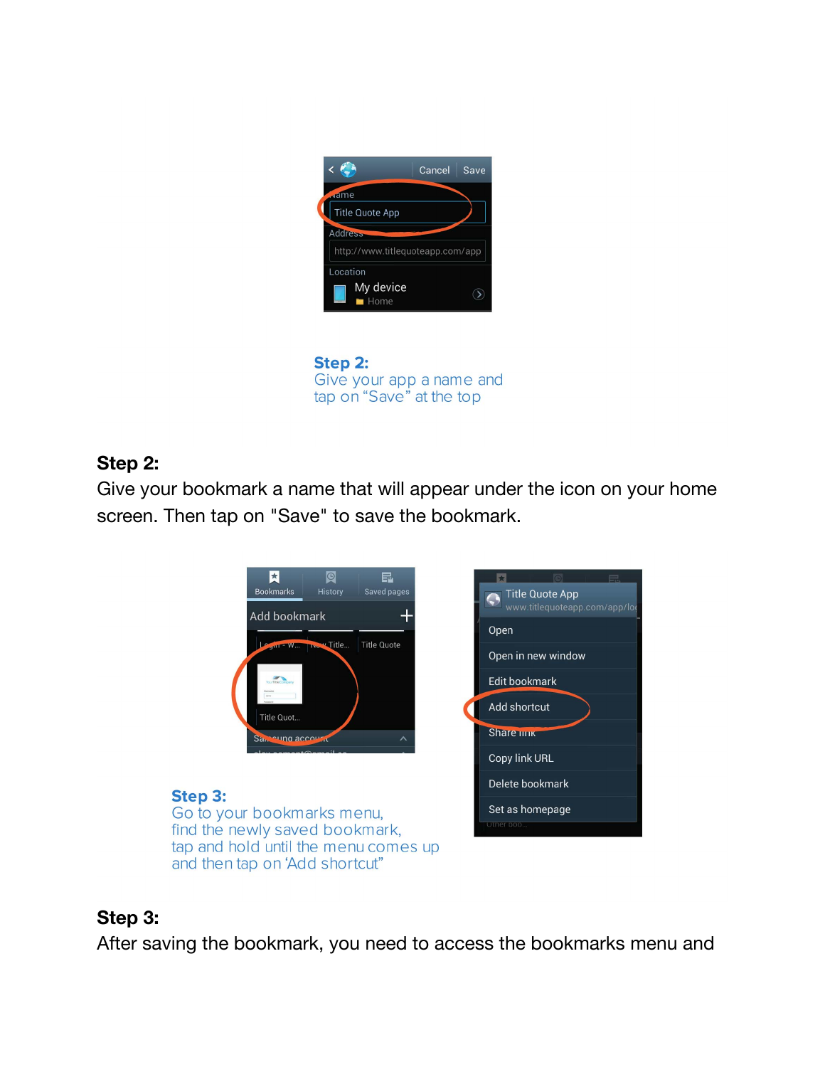**Step 2:**
Give your app a name and tap on “Save” at the top

### Step 2:

Give your bookmark a name that will appear under the icon on your home screen. Then tap on "Save" to save the bookmark.

**Step 3:**
Go to your bookmarks menu, find the newly saved bookmark, tap and hold until the menu comes up and then tap on ‘Add shortcut”

### Step 3:

After saving the bookmark, you need to access the bookmarks menu and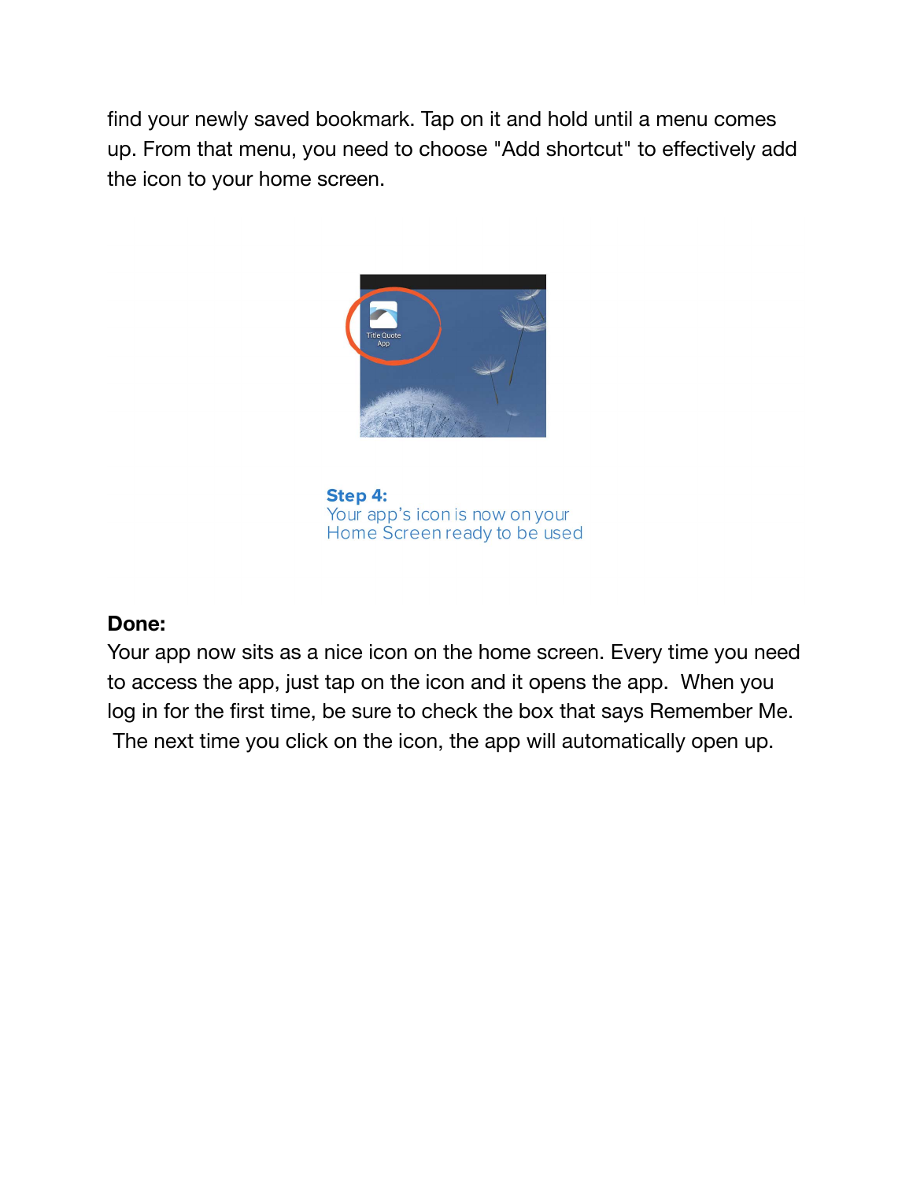find your newly saved bookmark. Tap on it and hold until a menu comes up. From that menu, you need to choose "Add shortcut" to effectively add the icon to your home screen.

**Step 4:**
Your app's icon is now on your Home Screen ready to be used

**Done:**
Your app now sits as a nice icon on the home screen. Every time you need to access the app, just tap on the icon and it opens the app. When you log in for the first time, be sure to check the box that says Remember Me. The next time you click on the icon, the app will automatically open up.